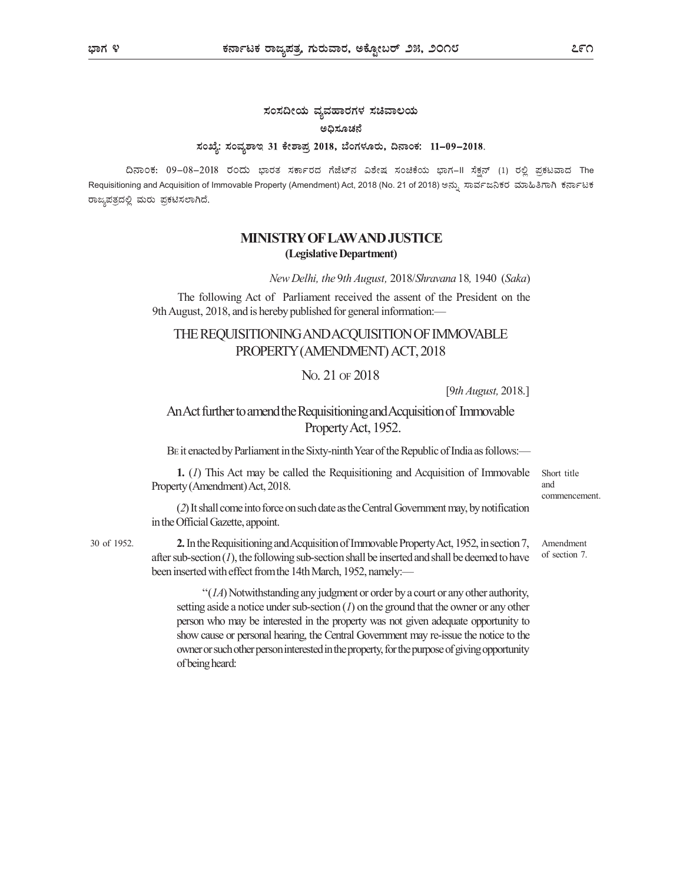**ಸಂಸದೀಯ ವ್ಯವಹಾರಗಳ ಸಚಿವಾಲಯ**

**ಅಧಿಸೂಚನೆ**

**ಸಂಖ್ಯೆ: ಸಂವ್ಯಶಾಇ 31 ಕೇಶಾಪ್ರ 2018, ಬೆಂಗಳೂರು, ದಿನಾಂಕ: 11–09–2018.**

ದಿನಾಂಕ: 09–08–2018 ರಂದು ಭಾರತ ಸರ್ಕಾರದ ಗೆಜೆಟ್‌ನ ವಿಶೇಷ ಸಂಚಿಕೆಯ ಭಾಗ–II ಸೆಕ್ಷನ್ (1) ರಲ್ಲಿ ಪ್ರಕಟವಾದ The Requisitioning and Acquisition of Immovable Property (Amendment) Act, 2018 (No. 21 of 2018) ಅನ್ನು ಸಾರ್ವಜನಿಕರ ಮಾಹಿತಿಗಾಗಿ ಕರ್ನಾಟಕ ರಾಜ್ಯಪತ್ರದಲ್ಲಿ ಮರು ಪ್ರಕಟಿಸಲಾಗಿದೆ.

## MINISTRY OF LAW AND JUSTICE
**(Legislative Department)**

*New Delhi, the* 9*th August,* 2018/*Shravana* 18*,* 1940 (*Saka*)

The following Act of Parliament received the assent of the President on the 9th August, 2018, and is hereby published for general information:—

# THE REQUISITIONING AND ACQUISITION OF IMMOVABLE PROPERTY (AMENDMENT) ACT, 2018

NO. 21 OF 2018

[9*th August,* 2018.]

An Act further to amend the Requisitioning and Acquisition of Immovable Property Act, 1952.

BE it enacted by Parliament in the Sixty-ninth Year of the Republic of India as follows:—

Short title and commencement.

**1.** (*1*) This Act may be called the Requisitioning and Acquisition of Immovable Property (Amendment) Act, 2018.

(*2*) It shall come into force on such date as the Central Government may, by notification in the Official Gazette, appoint.

Amendment of section 7. 30 of 1952.

**2.** In the Requisitioning and Acquisition of Immovable Property Act, 1952, in section 7, after sub-section (*1*), the following sub-section shall be inserted and shall be deemed to have been inserted with effect from the 14th March, 1952, namely:—

"(*1A*) Notwithstanding any judgment or order by a court or any other authority, setting aside a notice under sub-section (*1*) on the ground that the owner or any other person who may be interested in the property was not given adequate opportunity to show cause or personal hearing, the Central Government may re-issue the notice to the owner or such other person interested in the property, for the purpose of giving opportunity of being heard: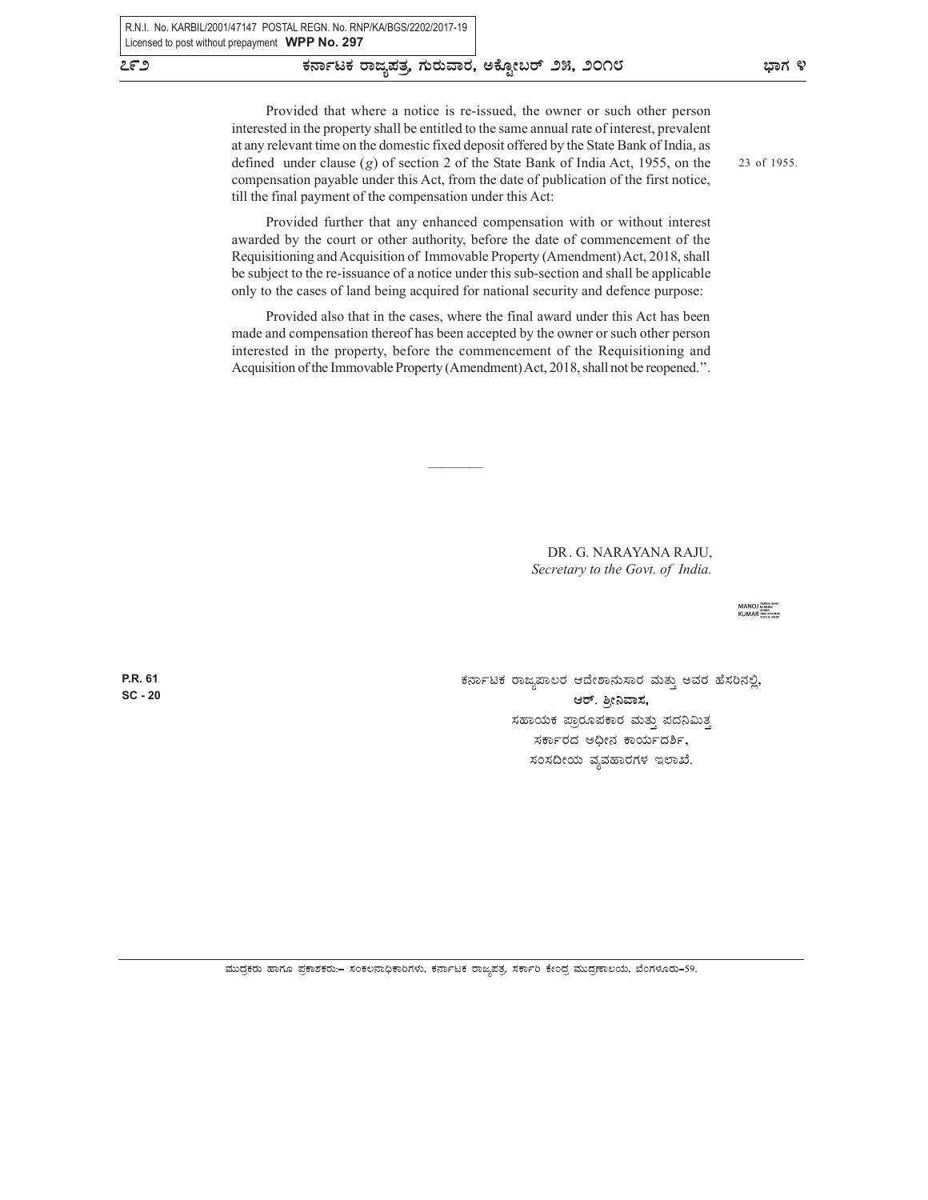Provided that where a notice is re-issued, the owner or such other person interested in the property shall be entitled to the same annual rate of interest, prevalent at any relevant time on the domestic fixed deposit offered by the State Bank of India, as defined under clause (*g*) of section 2 of the State Bank of India Act, 1955, on the compensation payable under this Act, from the date of publication of the first notice, till the final payment of the compensation under this Act:

23 of 1955.

Provided further that any enhanced compensation with or without interest awarded by the court or other authority, before the date of commencement of the Requisitioning and Acquisition of Immovable Property (Amendment) Act, 2018, shall be subject to the re-issuance of a notice under this sub-section and shall be applicable only to the cases of land being acquired for national security and defence purpose:

Provided also that in the cases, where the final award under this Act has been made and compensation thereof has been accepted by the owner or such other person interested in the property, before the commencement of the Requisitioning and Acquisition of the Immovable Property (Amendment) Act, 2018, shall not be reopened.".

---

DR. G. NARAYANA RAJU,
*Secretary to the Govt. of India.*

P.R. 61
SC - 20

ಕರ್ನಾಟಕ ರಾಜ್ಯಪಾಲರ ಆದೇಶಾನುಸಾರ ಮತ್ತು ಅವರ ಹೆಸರಿನಲ್ಲಿ,
**ಆರ್. ಶ್ರೀನಿವಾಸ,**
ಸಹಾಯಕ ಪ್ರಾರೂಪಕಾರ ಮತ್ತು ಪದನಿಮಿತ್ತ
ಸರ್ಕಾರದ ಅಧೀನ ಕಾರ್ಯದರ್ಶಿ,
ಸಂಸದೀಯ ವ್ಯವಹಾರಗಳ ಇಲಾಖೆ.

ಮುದ್ರಕರು ಹಾಗೂ ಪ್ರಕಾಶಕರು:– ಸಂಕಲನಾಧಿಕಾರಿಗಳು, ಕರ್ನಾಟಕ ರಾಜ್ಯಪತ್ರ, ಸರ್ಕಾರಿ ಕೇಂದ್ರ ಮುದ್ರಣಾಲಯ, ಬೆಂಗಳೂರು–59.